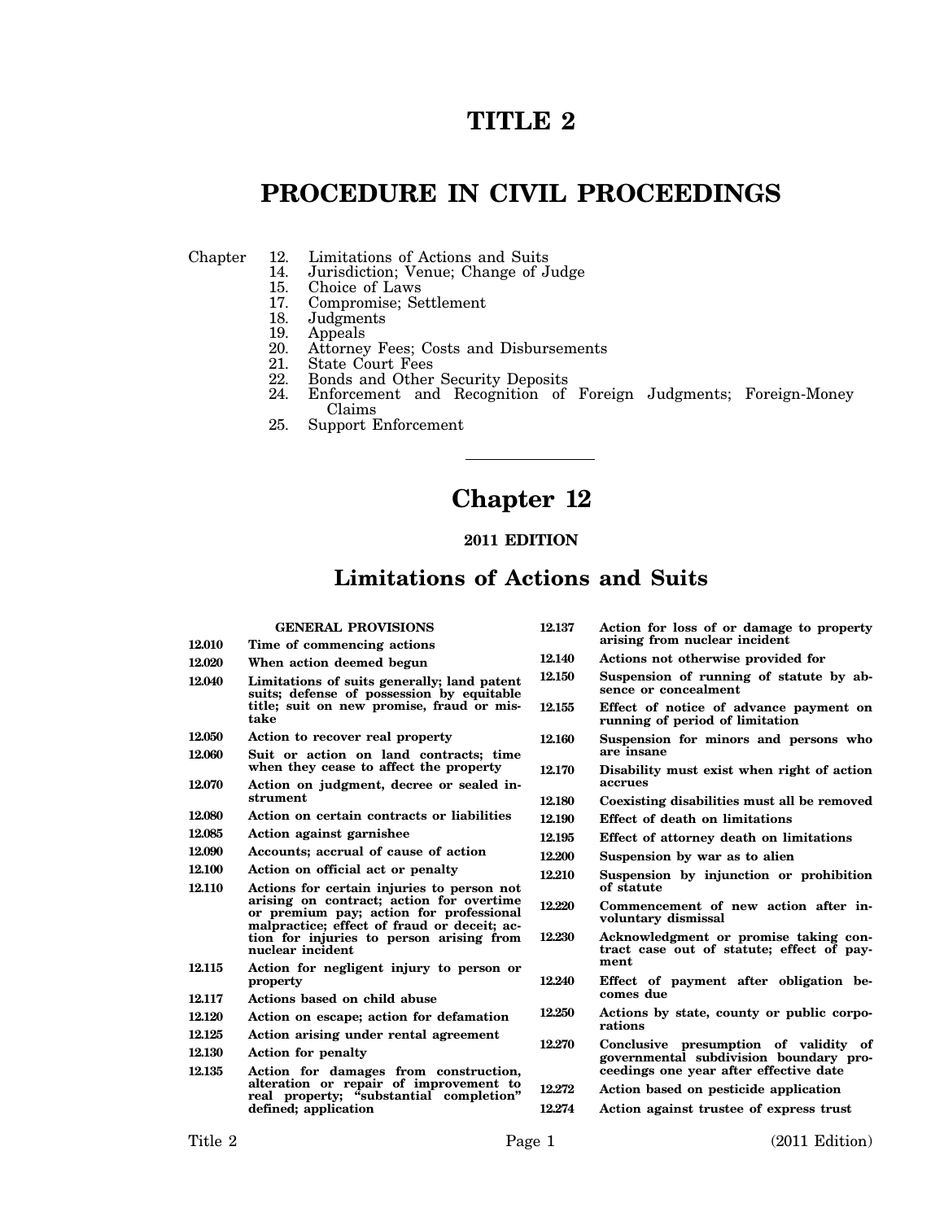# TITLE 2

# PROCEDURE IN CIVIL PROCEEDINGS

Chapter
- 12. Limitations of Actions and Suits
- 14. Jurisdiction; Venue; Change of Judge
- 15. Choice of Laws
- 17. Compromise; Settlement
- 18. Judgments
- 19. Appeals
- 20. Attorney Fees; Costs and Disbursements
- 21. State Court Fees
- 22. Bonds and Other Security Deposits
- 24. Enforcement and Recognition of Foreign Judgments; Foreign-Money Claims
- 25. Support Enforcement

---

# Chapter 12

**2011 EDITION**

## Limitations of Actions and Suits

**GENERAL PROVISIONS**

**12.010** Time of commencing actions

**12.020** When action deemed begun

**12.040** Limitations of suits generally; land patent suits; defense of possession by equitable title; suit on new promise, fraud or mistake

**12.050** Action to recover real property

**12.060** Suit or action on land contracts; time when they cease to affect the property

**12.070** Action on judgment, decree or sealed instrument

**12.080** Action on certain contracts or liabilities

**12.085** Action against garnishee

**12.090** Accounts; accrual of cause of action

**12.100** Action on official act or penalty

**12.110** Actions for certain injuries to person not arising on contract; action for overtime or premium pay; action for professional malpractice; effect of fraud or deceit; action for injuries to person arising from nuclear incident

**12.115** Action for negligent injury to person or property

**12.117** Actions based on child abuse

**12.120** Action on escape; action for defamation

**12.125** Action arising under rental agreement

**12.130** Action for penalty

**12.135** Action for damages from construction, alteration or repair of improvement to real property; "substantial completion" defined; application

**12.137** Action for loss of or damage to property arising from nuclear incident

**12.140** Actions not otherwise provided for

**12.150** Suspension of running of statute by absence or concealment

**12.155** Effect of notice of advance payment on running of period of limitation

**12.160** Suspension for minors and persons who are insane

**12.170** Disability must exist when right of action accrues

**12.180** Coexisting disabilities must all be removed

**12.190** Effect of death on limitations

**12.195** Effect of attorney death on limitations

**12.200** Suspension by war as to alien

**12.210** Suspension by injunction or prohibition of statute

**12.220** Commencement of new action after involuntary dismissal

**12.230** Acknowledgment or promise taking contract case out of statute; effect of payment

**12.240** Effect of payment after obligation becomes due

**12.250** Actions by state, county or public corporations

**12.270** Conclusive presumption of validity of governmental subdivision boundary proceedings one year after effective date

**12.272** Action based on pesticide application

**12.274** Action against trustee of express trust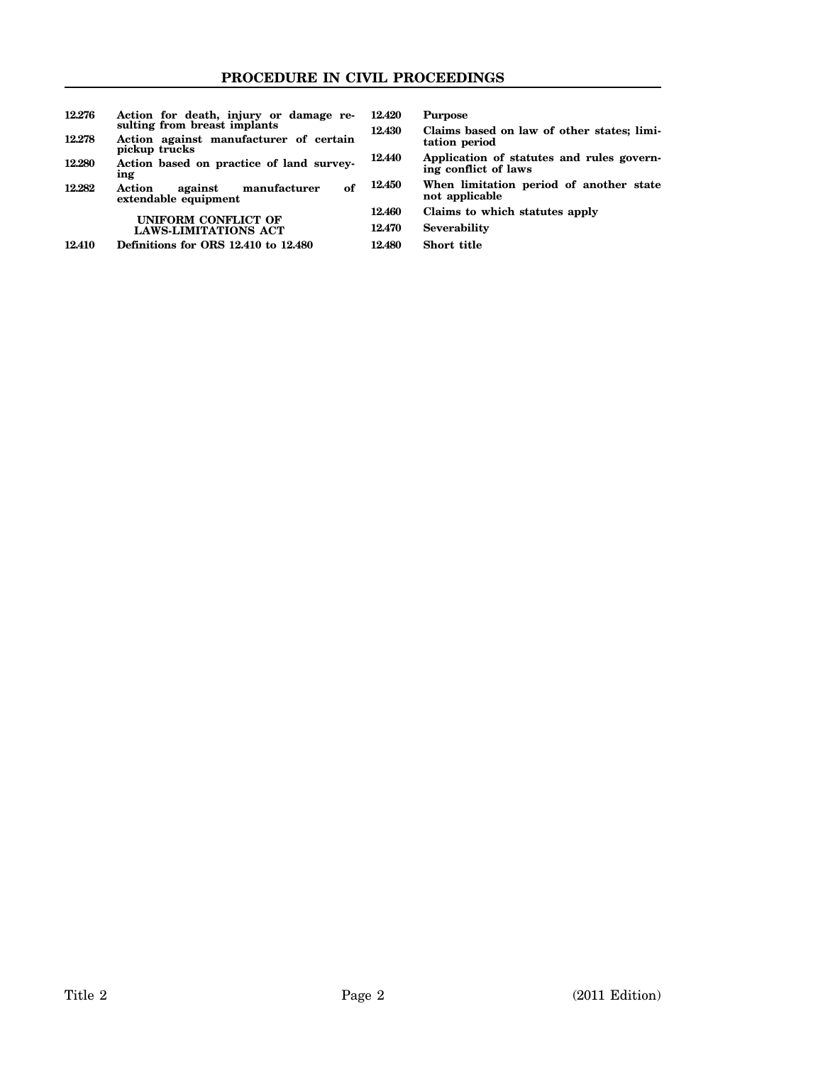12.276 Action for death, injury or damage resulting from breast implants

12.278 Action against manufacturer of certain pickup trucks

12.280 Action based on practice of land surveying

12.282 Action against manufacturer of extendable equipment

**UNIFORM CONFLICT OF LAWS-LIMITATIONS ACT**

12.410 Definitions for ORS 12.410 to 12.480

12.420 Purpose

12.430 Claims based on law of other states; limitation period

12.440 Application of statutes and rules governing conflict of laws

12.450 When limitation period of another state not applicable

12.460 Claims to which statutes apply

12.470 Severability

12.480 Short title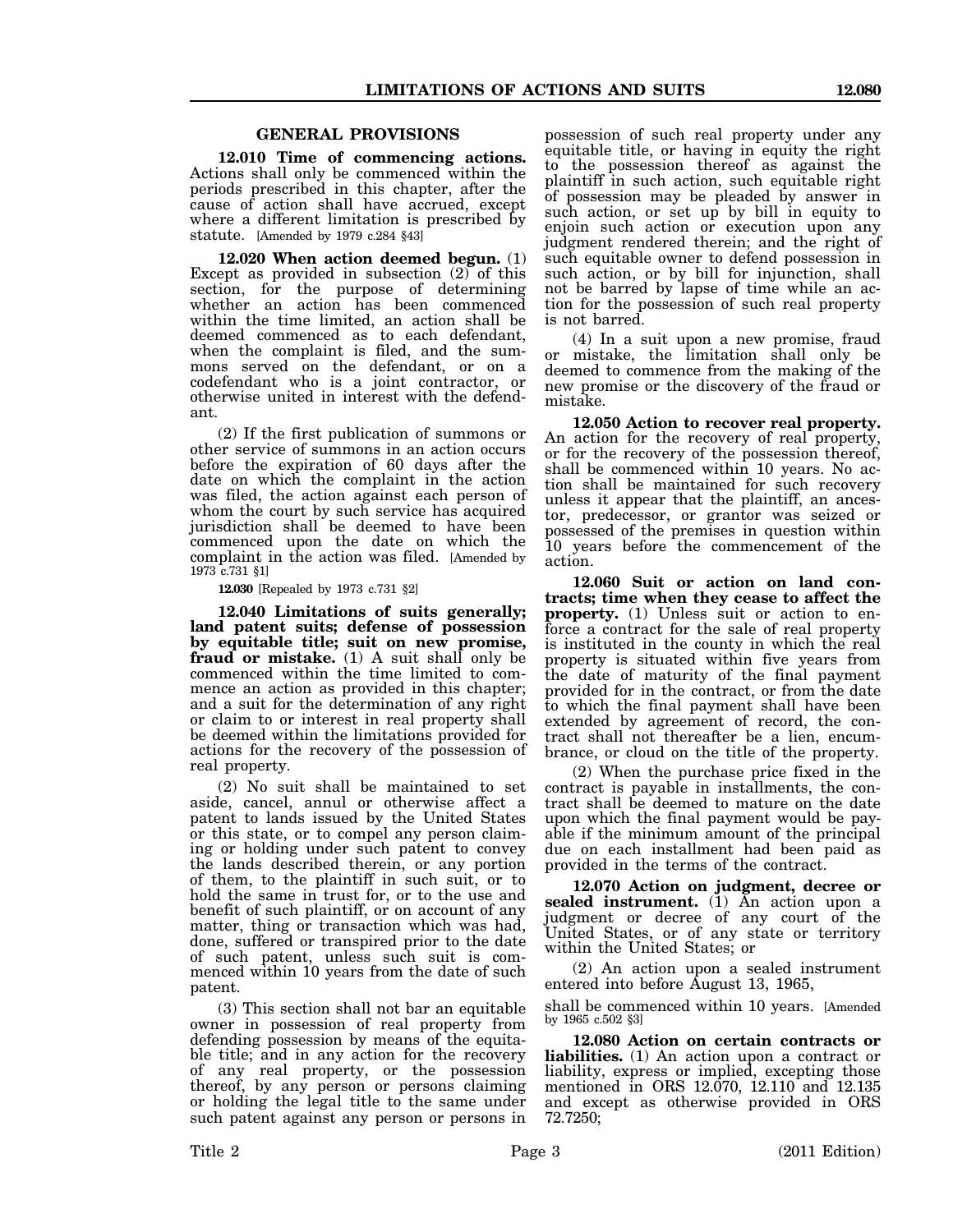## GENERAL PROVISIONS

**12.010 Time of commencing actions.** Actions shall only be commenced within the periods prescribed in this chapter, after the cause of action shall have accrued, except where a different limitation is prescribed by statute. [Amended by 1979 c.284 §43]

**12.020 When action deemed begun.** (1) Except as provided in subsection (2) of this section, for the purpose of determining whether an action has been commenced within the time limited, an action shall be deemed commenced as to each defendant, when the complaint is filed, and the summons served on the defendant, or on a codefendant who is a joint contractor, or otherwise united in interest with the defendant.

(2) If the first publication of summons or other service of summons in an action occurs before the expiration of 60 days after the date on which the complaint in the action was filed, the action against each person of whom the court by such service has acquired jurisdiction shall be deemed to have been commenced upon the date on which the complaint in the action was filed. [Amended by 1973 c.731 §1]

**12.030** [Repealed by 1973 c.731 §2]

**12.040 Limitations of suits generally; land patent suits; defense of possession by equitable title; suit on new promise, fraud or mistake.** (1) A suit shall only be commenced within the time limited to commence an action as provided in this chapter; and a suit for the determination of any right or claim to or interest in real property shall be deemed within the limitations provided for actions for the recovery of the possession of real property.

(2) No suit shall be maintained to set aside, cancel, annul or otherwise affect a patent to lands issued by the United States or this state, or to compel any person claiming or holding under such patent to convey the lands described therein, or any portion of them, to the plaintiff in such suit, or to hold the same in trust for, or to the use and benefit of such plaintiff, or on account of any matter, thing or transaction which was had, done, suffered or transpired prior to the date of such patent, unless such suit is commenced within 10 years from the date of such patent.

(3) This section shall not bar an equitable owner in possession of real property from defending possession by means of the equitable title; and in any action for the recovery of any real property, or the possession thereof, by any person or persons claiming or holding the legal title to the same under such patent against any person or persons in possession of such real property under any equitable title, or having in equity the right to the possession thereof as against the plaintiff in such action, such equitable right of possession may be pleaded by answer in such action, or set up by bill in equity to enjoin such action or execution upon any judgment rendered therein; and the right of such equitable owner to defend possession in such action, or by bill for injunction, shall not be barred by lapse of time while an action for the possession of such real property is not barred.

(4) In a suit upon a new promise, fraud or mistake, the limitation shall only be deemed to commence from the making of the new promise or the discovery of the fraud or mistake.

**12.050 Action to recover real property.** An action for the recovery of real property, or for the recovery of the possession thereof, shall be commenced within 10 years. No action shall be maintained for such recovery unless it appear that the plaintiff, an ancestor, predecessor, or grantor was seized or possessed of the premises in question within 10 years before the commencement of the action.

**12.060 Suit or action on land contracts; time when they cease to affect the property.** (1) Unless suit or action to enforce a contract for the sale of real property is instituted in the county in which the real property is situated within five years from the date of maturity of the final payment provided for in the contract, or from the date to which the final payment shall have been extended by agreement of record, the contract shall not thereafter be a lien, encumbrance, or cloud on the title of the property.

(2) When the purchase price fixed in the contract is payable in installments, the contract shall be deemed to mature on the date upon which the final payment would be payable if the minimum amount of the principal due on each installment had been paid as provided in the terms of the contract.

**12.070 Action on judgment, decree or sealed instrument.** (1) An action upon a judgment or decree of any court of the United States, or of any state or territory within the United States; or

(2) An action upon a sealed instrument entered into before August 13, 1965,

shall be commenced within 10 years. [Amended by 1965 c.502 §3]

**12.080 Action on certain contracts or liabilities.** (1) An action upon a contract or liability, express or implied, excepting those mentioned in ORS 12.070, 12.110 and 12.135 and except as otherwise provided in ORS 72.7250;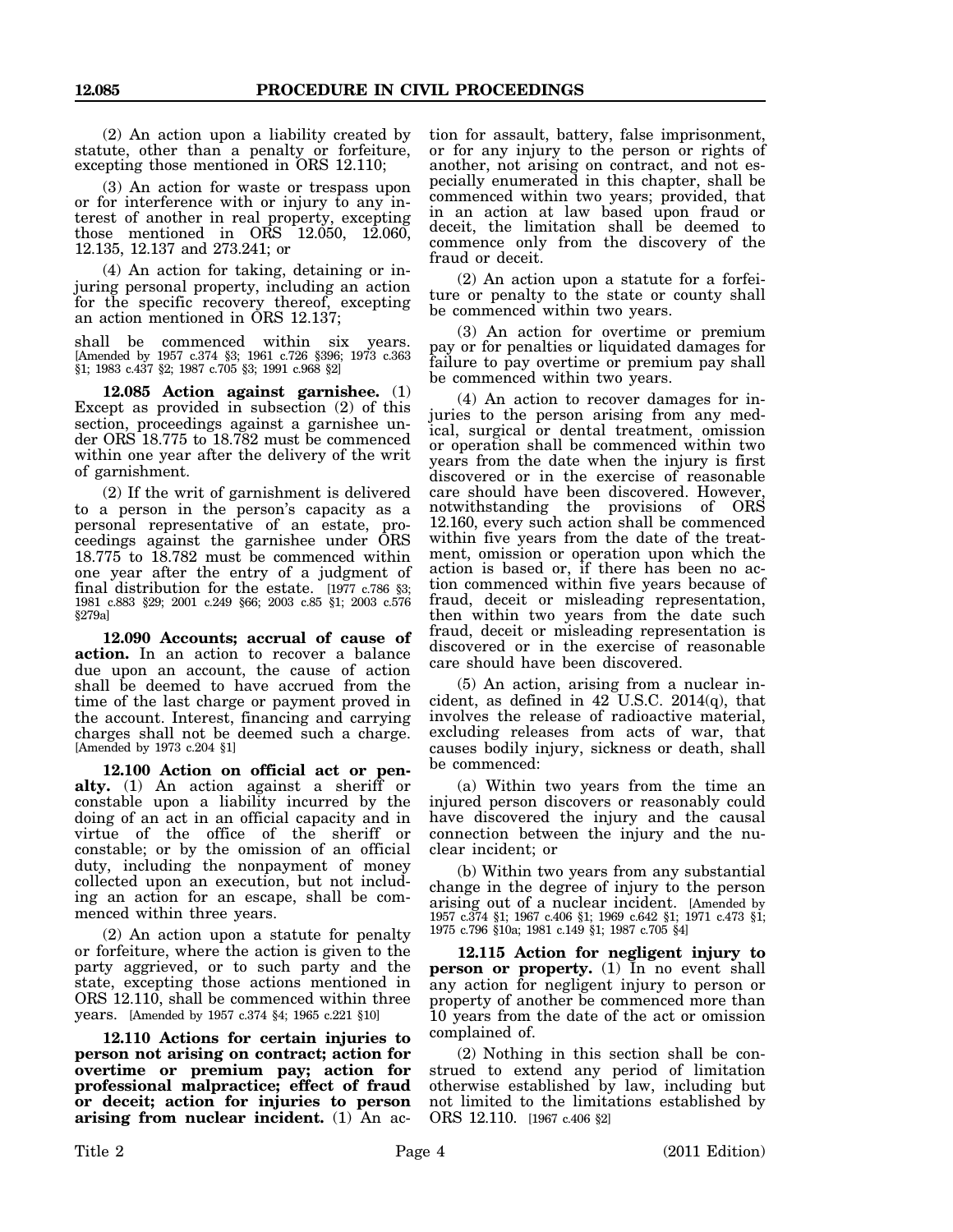(2) An action upon a liability created by statute, other than a penalty or forfeiture, excepting those mentioned in ORS 12.110;

(3) An action for waste or trespass upon or for interference with or injury to any interest of another in real property, excepting those mentioned in ORS 12.050, 12.060, 12.135, 12.137 and 273.241; or

(4) An action for taking, detaining or injuring personal property, including an action for the specific recovery thereof, excepting an action mentioned in ORS 12.137;

shall be commenced within six years. [Amended by 1957 c.374 §3; 1961 c.726 §396; 1973 c.363 §1; 1983 c.437 §2; 1987 c.705 §3; 1991 c.968 §2]

**12.085 Action against garnishee.** (1) Except as provided in subsection (2) of this section, proceedings against a garnishee under ORS 18.775 to 18.782 must be commenced within one year after the delivery of the writ of garnishment.

(2) If the writ of garnishment is delivered to a person in the person's capacity as a personal representative of an estate, proceedings against the garnishee under ORS 18.775 to 18.782 must be commenced within one year after the entry of a judgment of final distribution for the estate. [1977 c.786 §3; 1981 c.883 §29; 2001 c.249 §66; 2003 c.85 §1; 2003 c.576 §279a]

**12.090 Accounts; accrual of cause of action.** In an action to recover a balance due upon an account, the cause of action shall be deemed to have accrued from the time of the last charge or payment proved in the account. Interest, financing and carrying charges shall not be deemed such a charge. [Amended by 1973 c.204 §1]

**12.100 Action on official act or penalty.** (1) An action against a sheriff or constable upon a liability incurred by the doing of an act in an official capacity and in virtue of the office of the sheriff or constable; or by the omission of an official duty, including the nonpayment of money collected upon an execution, but not including an action for an escape, shall be commenced within three years.

(2) An action upon a statute for penalty or forfeiture, where the action is given to the party aggrieved, or to such party and the state, excepting those actions mentioned in ORS 12.110, shall be commenced within three years. [Amended by 1957 c.374 §4; 1965 c.221 §10]

**12.110 Actions for certain injuries to person not arising on contract; action for overtime or premium pay; action for professional malpractice; effect of fraud or deceit; action for injuries to person arising from nuclear incident.** (1) An action for assault, battery, false imprisonment, or for any injury to the person or rights of another, not arising on contract, and not especially enumerated in this chapter, shall be commenced within two years; provided, that in an action at law based upon fraud or deceit, the limitation shall be deemed to commence only from the discovery of the fraud or deceit.

(2) An action upon a statute for a forfeiture or penalty to the state or county shall be commenced within two years.

(3) An action for overtime or premium pay or for penalties or liquidated damages for failure to pay overtime or premium pay shall be commenced within two years.

(4) An action to recover damages for injuries to the person arising from any medical, surgical or dental treatment, omission or operation shall be commenced within two years from the date when the injury is first discovered or in the exercise of reasonable care should have been discovered. However, notwithstanding the provisions of ORS 12.160, every such action shall be commenced within five years from the date of the treatment, omission or operation upon which the action is based or, if there has been no action commenced within five years because of fraud, deceit or misleading representation, then within two years from the date such fraud, deceit or misleading representation is discovered or in the exercise of reasonable care should have been discovered.

(5) An action, arising from a nuclear incident, as defined in 42 U.S.C. 2014(q), that involves the release of radioactive material, excluding releases from acts of war, that causes bodily injury, sickness or death, shall be commenced:

(a) Within two years from the time an injured person discovers or reasonably could have discovered the injury and the causal connection between the injury and the nuclear incident; or

(b) Within two years from any substantial change in the degree of injury to the person arising out of a nuclear incident. [Amended by 1957 c.374 §1; 1967 c.406 §1; 1969 c.642 §1; 1971 c.473 §1; 1975 c.796 §10a; 1981 c.149 §1; 1987 c.705 §4]

**12.115 Action for negligent injury to person or property.** (1) In no event shall any action for negligent injury to person or property of another be commenced more than 10 years from the date of the act or omission complained of.

(2) Nothing in this section shall be construed to extend any period of limitation otherwise established by law, including but not limited to the limitations established by ORS 12.110. [1967 c.406 §2]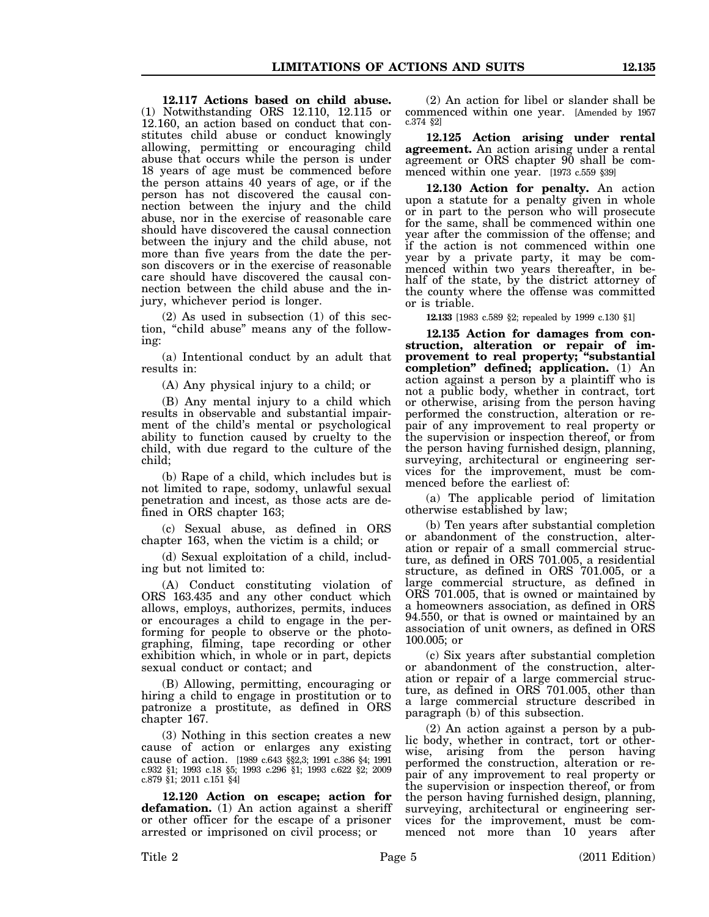**12.117 Actions based on child abuse.** (1) Notwithstanding ORS 12.110, 12.115 or 12.160, an action based on conduct that constitutes child abuse or conduct knowingly allowing, permitting or encouraging child abuse that occurs while the person is under 18 years of age must be commenced before the person attains 40 years of age, or if the person has not discovered the causal connection between the injury and the child abuse, nor in the exercise of reasonable care should have discovered the causal connection between the injury and the child abuse, not more than five years from the date the person discovers or in the exercise of reasonable care should have discovered the causal connection between the child abuse and the injury, whichever period is longer.

(2) As used in subsection (1) of this section, "child abuse" means any of the following:

(a) Intentional conduct by an adult that results in:

(A) Any physical injury to a child; or

(B) Any mental injury to a child which results in observable and substantial impairment of the child's mental or psychological ability to function caused by cruelty to the child, with due regard to the culture of the child;

(b) Rape of a child, which includes but is not limited to rape, sodomy, unlawful sexual penetration and incest, as those acts are defined in ORS chapter 163;

(c) Sexual abuse, as defined in ORS chapter 163, when the victim is a child; or

(d) Sexual exploitation of a child, including but not limited to:

(A) Conduct constituting violation of ORS 163.435 and any other conduct which allows, employs, authorizes, permits, induces or encourages a child to engage in the performing for people to observe or the photographing, filming, tape recording or other exhibition which, in whole or in part, depicts sexual conduct or contact; and

(B) Allowing, permitting, encouraging or hiring a child to engage in prostitution or to patronize a prostitute, as defined in ORS chapter 167.

(3) Nothing in this section creates a new cause of action or enlarges any existing cause of action. [1989 c.643 §§2,3; 1991 c.386 §4; 1991 c.932 §1; 1993 c.18 §5; 1993 c.296 §1; 1993 c.622 §2; 2009 c.879 §1; 2011 c.151 §4]

**12.120 Action on escape; action for defamation.** (1) An action against a sheriff or other officer for the escape of a prisoner arrested or imprisoned on civil process; or

(2) An action for libel or slander shall be commenced within one year. [Amended by 1957 c.374 §2]

**12.125 Action arising under rental agreement.** An action arising under a rental agreement or ORS chapter 90 shall be commenced within one year. [1973 c.559 §39]

**12.130 Action for penalty.** An action upon a statute for a penalty given in whole or in part to the person who will prosecute for the same, shall be commenced within one year after the commission of the offense; and if the action is not commenced within one year by a private party, it may be commenced within two years thereafter, in behalf of the state, by the district attorney of the county where the offense was committed or is triable.

**12.133** [1983 c.589 §2; repealed by 1999 c.130 §1]

**12.135 Action for damages from construction, alteration or repair of improvement to real property; "substantial completion" defined; application.** (1) An action against a person by a plaintiff who is not a public body, whether in contract, tort or otherwise, arising from the person having performed the construction, alteration or repair of any improvement to real property or the supervision or inspection thereof, or from the person having furnished design, planning, surveying, architectural or engineering services for the improvement, must be commenced before the earliest of:

(a) The applicable period of limitation otherwise established by law;

(b) Ten years after substantial completion or abandonment of the construction, alteration or repair of a small commercial structure, as defined in ORS 701.005, a residential structure, as defined in ORS 701.005, or a large commercial structure, as defined in ORS 701.005, that is owned or maintained by a homeowners association, as defined in ORS 94.550, or that is owned or maintained by an association of unit owners, as defined in ORS 100.005; or

(c) Six years after substantial completion or abandonment of the construction, alteration or repair of a large commercial structure, as defined in ORS 701.005, other than a large commercial structure described in paragraph (b) of this subsection.

(2) An action against a person by a public body, whether in contract, tort or otherwise, arising from the person having performed the construction, alteration or repair of any improvement to real property or the supervision or inspection thereof, or from the person having furnished design, planning, surveying, architectural or engineering services for the improvement, must be commenced not more than 10 years after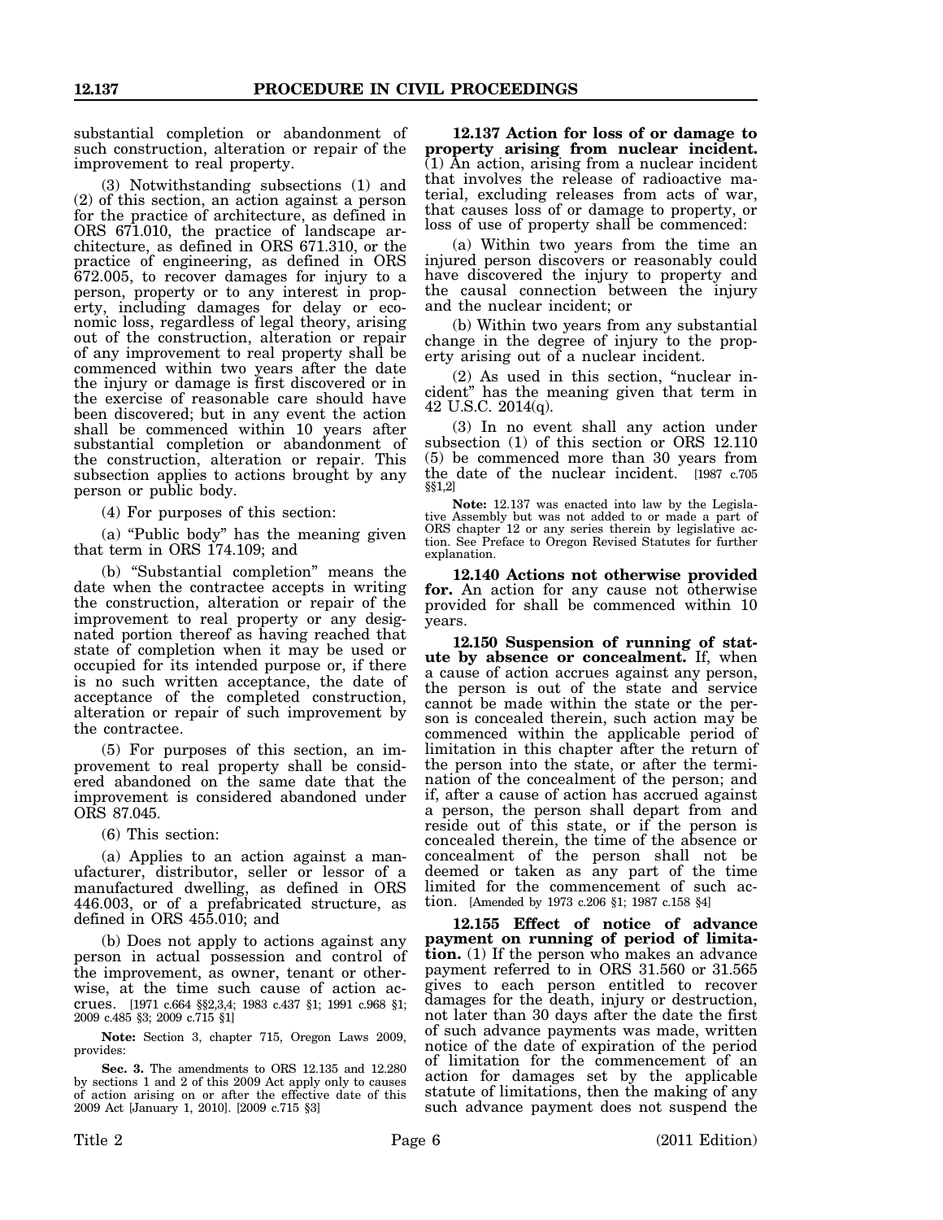substantial completion or abandonment of such construction, alteration or repair of the improvement to real property.

(3) Notwithstanding subsections (1) and (2) of this section, an action against a person for the practice of architecture, as defined in ORS 671.010, the practice of landscape architecture, as defined in ORS 671.310, or the practice of engineering, as defined in ORS 672.005, to recover damages for injury to a person, property or to any interest in property, including damages for delay or economic loss, regardless of legal theory, arising out of the construction, alteration or repair of any improvement to real property shall be commenced within two years after the date the injury or damage is first discovered or in the exercise of reasonable care should have been discovered; but in any event the action shall be commenced within 10 years after substantial completion or abandonment of the construction, alteration or repair. This subsection applies to actions brought by any person or public body.

(4) For purposes of this section:

(a) "Public body" has the meaning given that term in ORS 174.109; and

(b) "Substantial completion" means the date when the contractee accepts in writing the construction, alteration or repair of the improvement to real property or any designated portion thereof as having reached that state of completion when it may be used or occupied for its intended purpose or, if there is no such written acceptance, the date of acceptance of the completed construction, alteration or repair of such improvement by the contractee.

(5) For purposes of this section, an improvement to real property shall be considered abandoned on the same date that the improvement is considered abandoned under ORS 87.045.

(6) This section:

(a) Applies to an action against a manufacturer, distributor, seller or lessor of a manufactured dwelling, as defined in ORS 446.003, or of a prefabricated structure, as defined in ORS 455.010; and

(b) Does not apply to actions against any person in actual possession and control of the improvement, as owner, tenant or otherwise, at the time such cause of action accrues. [1971 c.664 §§2,3,4; 1983 c.437 §1; 1991 c.968 §1; 2009 c.485 §3; 2009 c.715 §1]

**Note:** Section 3, chapter 715, Oregon Laws 2009, provides:

**Sec. 3.** The amendments to ORS 12.135 and 12.280 by sections 1 and 2 of this 2009 Act apply only to causes of action arising on or after the effective date of this 2009 Act [January 1, 2010]. [2009 c.715 §3]

**12.137 Action for loss of or damage to property arising from nuclear incident.** (1) An action, arising from a nuclear incident that involves the release of radioactive material, excluding releases from acts of war, that causes loss of or damage to property, or loss of use of property shall be commenced:

(a) Within two years from the time an injured person discovers or reasonably could have discovered the injury to property and the causal connection between the injury and the nuclear incident; or

(b) Within two years from any substantial change in the degree of injury to the property arising out of a nuclear incident.

(2) As used in this section, "nuclear incident" has the meaning given that term in 42 U.S.C. 2014(q).

(3) In no event shall any action under subsection (1) of this section or ORS 12.110 (5) be commenced more than 30 years from the date of the nuclear incident. [1987 c.705 §§1,2]

**Note:** 12.137 was enacted into law by the Legislative Assembly but was not added to or made a part of ORS chapter 12 or any series therein by legislative action. See Preface to Oregon Revised Statutes for further explanation.

**12.140 Actions not otherwise provided for.** An action for any cause not otherwise provided for shall be commenced within 10 years.

**12.150 Suspension of running of statute by absence or concealment.** If, when a cause of action accrues against any person, the person is out of the state and service cannot be made within the state or the person is concealed therein, such action may be commenced within the applicable period of limitation in this chapter after the return of the person into the state, or after the termination of the concealment of the person; and if, after a cause of action has accrued against a person, the person shall depart from and reside out of this state, or if the person is concealed therein, the time of the absence or concealment of the person shall not be deemed or taken as any part of the time limited for the commencement of such action. [Amended by 1973 c.206 §1; 1987 c.158 §4]

**12.155 Effect of notice of advance payment on running of period of limitation.** (1) If the person who makes an advance payment referred to in ORS 31.560 or 31.565 gives to each person entitled to recover damages for the death, injury or destruction, not later than 30 days after the date the first of such advance payments was made, written notice of the date of expiration of the period of limitation for the commencement of an action for damages set by the applicable statute of limitations, then the making of any such advance payment does not suspend the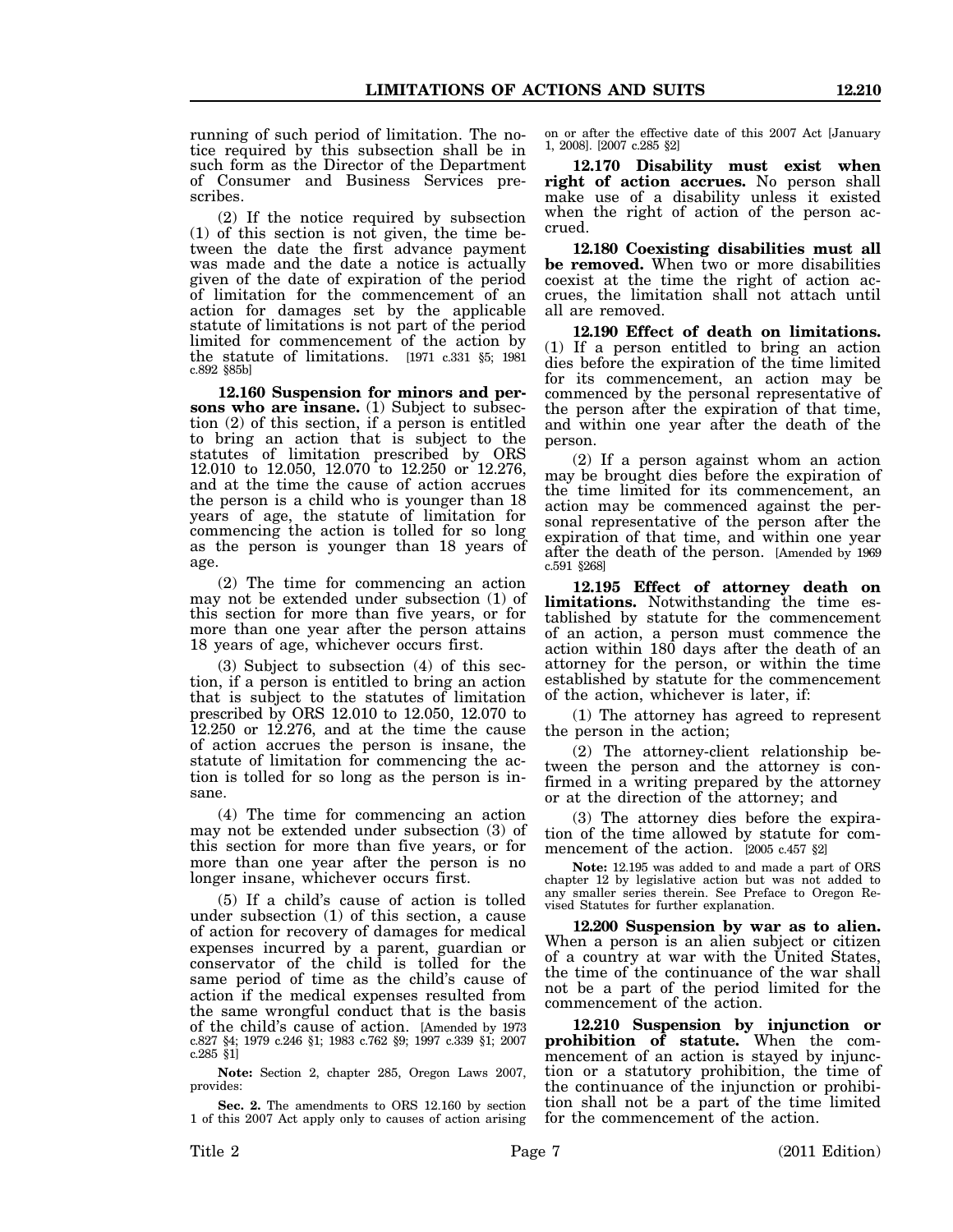running of such period of limitation. The notice required by this subsection shall be in such form as the Director of the Department of Consumer and Business Services prescribes.

(2) If the notice required by subsection (1) of this section is not given, the time between the date the first advance payment was made and the date a notice is actually given of the date of expiration of the period of limitation for the commencement of an action for damages set by the applicable statute of limitations is not part of the period limited for commencement of the action by the statute of limitations. [1971 c.331 §5; 1981 c.892 §85b]

**12.160 Suspension for minors and persons who are insane.** (1) Subject to subsection (2) of this section, if a person is entitled to bring an action that is subject to the statutes of limitation prescribed by ORS 12.010 to 12.050, 12.070 to 12.250 or 12.276, and at the time the cause of action accrues the person is a child who is younger than 18 years of age, the statute of limitation for commencing the action is tolled for so long as the person is younger than 18 years of age.

(2) The time for commencing an action may not be extended under subsection (1) of this section for more than five years, or for more than one year after the person attains 18 years of age, whichever occurs first.

(3) Subject to subsection (4) of this section, if a person is entitled to bring an action that is subject to the statutes of limitation prescribed by ORS 12.010 to 12.050, 12.070 to 12.250 or 12.276, and at the time the cause of action accrues the person is insane, the statute of limitation for commencing the action is tolled for so long as the person is insane.

(4) The time for commencing an action may not be extended under subsection (3) of this section for more than five years, or for more than one year after the person is no longer insane, whichever occurs first.

(5) If a child's cause of action is tolled under subsection (1) of this section, a cause of action for recovery of damages for medical expenses incurred by a parent, guardian or conservator of the child is tolled for the same period of time as the child's cause of action if the medical expenses resulted from the same wrongful conduct that is the basis of the child's cause of action. [Amended by 1973 c.827 §4; 1979 c.246 §1; 1983 c.762 §9; 1997 c.339 §1; 2007 c.285 §1]

**Note:** Section 2, chapter 285, Oregon Laws 2007, provides:

**Sec. 2.** The amendments to ORS 12.160 by section 1 of this 2007 Act apply only to causes of action arising on or after the effective date of this 2007 Act [January 1, 2008]. [2007 c.285 §2]

**12.170 Disability must exist when right of action accrues.** No person shall make use of a disability unless it existed when the right of action of the person accrued.

**12.180 Coexisting disabilities must all be removed.** When two or more disabilities coexist at the time the right of action accrues, the limitation shall not attach until all are removed.

**12.190 Effect of death on limitations.** (1) If a person entitled to bring an action dies before the expiration of the time limited for its commencement, an action may be commenced by the personal representative of the person after the expiration of that time, and within one year after the death of the person.

(2) If a person against whom an action may be brought dies before the expiration of the time limited for its commencement, an action may be commenced against the personal representative of the person after the expiration of that time, and within one year after the death of the person. [Amended by 1969 c.591 §268]

**12.195 Effect of attorney death on limitations.** Notwithstanding the time established by statute for the commencement of an action, a person must commence the action within 180 days after the death of an attorney for the person, or within the time established by statute for the commencement of the action, whichever is later, if:

(1) The attorney has agreed to represent the person in the action;

(2) The attorney-client relationship between the person and the attorney is confirmed in a writing prepared by the attorney or at the direction of the attorney; and

(3) The attorney dies before the expiration of the time allowed by statute for commencement of the action. [2005 c.457 §2]

**Note:** 12.195 was added to and made a part of ORS chapter 12 by legislative action but was not added to any smaller series therein. See Preface to Oregon Revised Statutes for further explanation.

**12.200 Suspension by war as to alien.** When a person is an alien subject or citizen of a country at war with the United States, the time of the continuance of the war shall not be a part of the period limited for the commencement of the action.

**12.210 Suspension by injunction or prohibition of statute.** When the commencement of an action is stayed by injunction or a statutory prohibition, the time of the continuance of the injunction or prohibition shall not be a part of the time limited for the commencement of the action.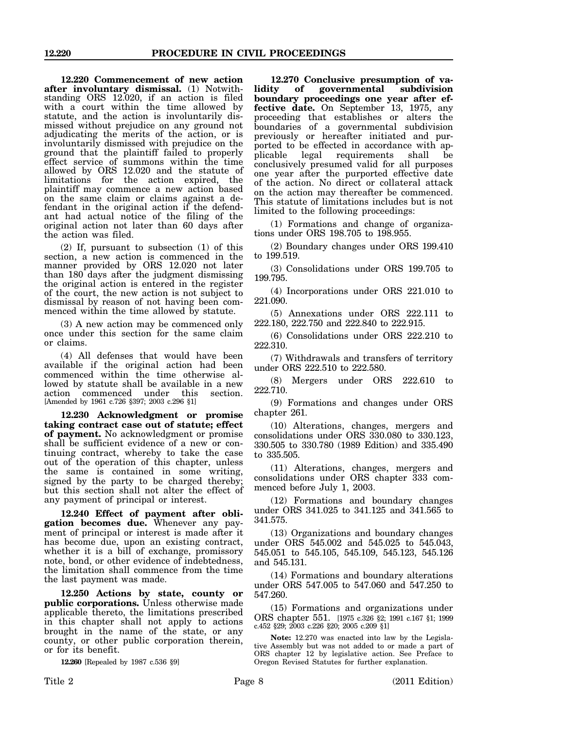**12.220 Commencement of new action after involuntary dismissal.** (1) Notwithstanding ORS 12.020, if an action is filed with a court within the time allowed by statute, and the action is involuntarily dismissed without prejudice on any ground not adjudicating the merits of the action, or is involuntarily dismissed with prejudice on the ground that the plaintiff failed to properly effect service of summons within the time allowed by ORS 12.020 and the statute of limitations for the action expired, the plaintiff may commence a new action based on the same claim or claims against a defendant in the original action if the defendant had actual notice of the filing of the original action not later than 60 days after the action was filed.

(2) If, pursuant to subsection (1) of this section, a new action is commenced in the manner provided by ORS 12.020 not later than 180 days after the judgment dismissing the original action is entered in the register of the court, the new action is not subject to dismissal by reason of not having been commenced within the time allowed by statute.

(3) A new action may be commenced only once under this section for the same claim or claims.

(4) All defenses that would have been available if the original action had been commenced within the time otherwise allowed by statute shall be available in a new action commenced under this section. [Amended by 1961 c.726 §397; 2003 c.296 §1]

**12.230 Acknowledgment or promise taking contract case out of statute; effect of payment.** No acknowledgment or promise shall be sufficient evidence of a new or continuing contract, whereby to take the case out of the operation of this chapter, unless the same is contained in some writing, signed by the party to be charged thereby; but this section shall not alter the effect of any payment of principal or interest.

**12.240 Effect of payment after obligation becomes due.** Whenever any payment of principal or interest is made after it has become due, upon an existing contract, whether it is a bill of exchange, promissory note, bond, or other evidence of indebtedness, the limitation shall commence from the time the last payment was made.

**12.250 Actions by state, county or public corporations.** Unless otherwise made applicable thereto, the limitations prescribed in this chapter shall not apply to actions brought in the name of the state, or any county, or other public corporation therein, or for its benefit.

**12.260** [Repealed by 1987 c.536 §9]

**12.270 Conclusive presumption of validity of governmental subdivision boundary proceedings one year after effective date.** On September 13, 1975, any proceeding that establishes or alters the boundaries of a governmental subdivision previously or hereafter initiated and purported to be effected in accordance with applicable legal requirements shall be conclusively presumed valid for all purposes one year after the purported effective date of the action. No direct or collateral attack on the action may thereafter be commenced. This statute of limitations includes but is not limited to the following proceedings:

(1) Formations and change of organizations under ORS 198.705 to 198.955.

(2) Boundary changes under ORS 199.410 to 199.519.

(3) Consolidations under ORS 199.705 to 199.795.

(4) Incorporations under ORS 221.010 to 221.090.

(5) Annexations under ORS 222.111 to 222.180, 222.750 and 222.840 to 222.915.

(6) Consolidations under ORS 222.210 to 222.310.

(7) Withdrawals and transfers of territory under ORS 222.510 to 222.580.

(8) Mergers under ORS 222.610 to 222.710.

(9) Formations and changes under ORS chapter 261.

(10) Alterations, changes, mergers and consolidations under ORS 330.080 to 330.123, 330.505 to 330.780 (1989 Edition) and 335.490 to 335.505.

(11) Alterations, changes, mergers and consolidations under ORS chapter 333 commenced before July 1, 2003.

(12) Formations and boundary changes under ORS 341.025 to 341.125 and 341.565 to 341.575.

(13) Organizations and boundary changes under ORS 545.002 and 545.025 to 545.043, 545.051 to 545.105, 545.109, 545.123, 545.126 and 545.131.

(14) Formations and boundary alterations under ORS 547.005 to 547.060 and 547.250 to 547.260.

(15) Formations and organizations under ORS chapter 551. [1975 c.326 §2; 1991 c.167 §1; 1999 c.452 §29; 2003 c.226 §20; 2005 c.209 §1]

**Note:** 12.270 was enacted into law by the Legislative Assembly but was not added to or made a part of ORS chapter 12 by legislative action. See Preface to Oregon Revised Statutes for further explanation.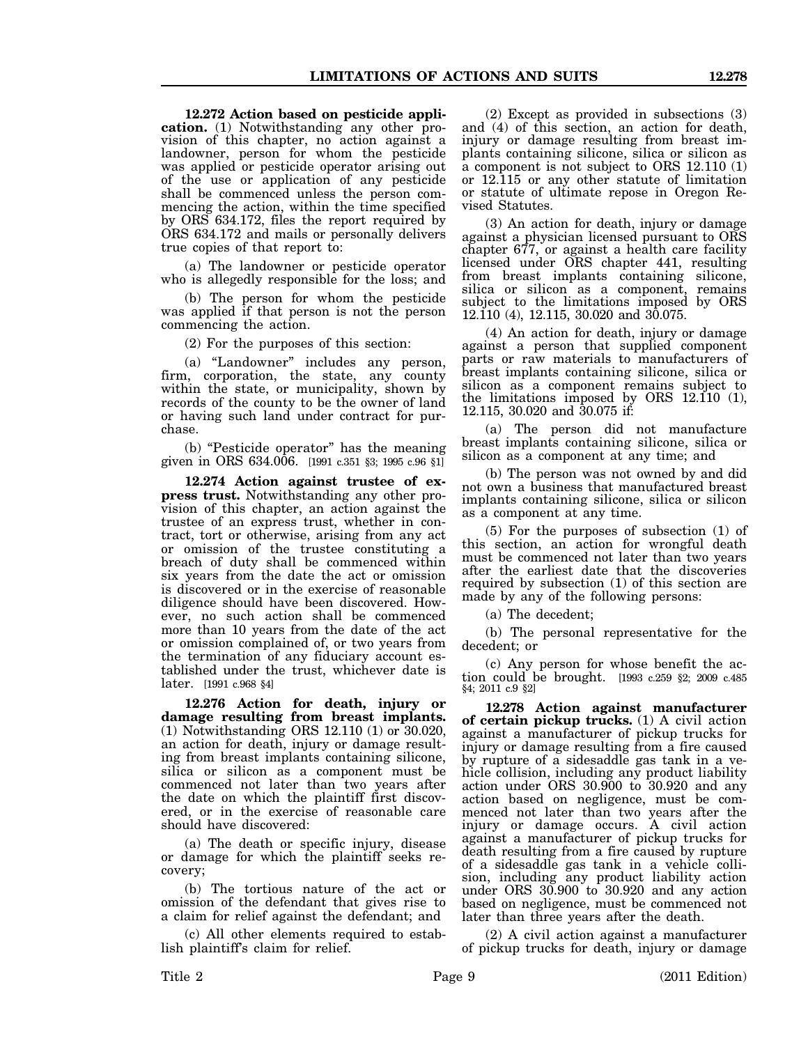**12.272 Action based on pesticide application.** (1) Notwithstanding any other provision of this chapter, no action against a landowner, person for whom the pesticide was applied or pesticide operator arising out of the use or application of any pesticide shall be commenced unless the person commencing the action, within the time specified by ORS 634.172, files the report required by ORS 634.172 and mails or personally delivers true copies of that report to:

(a) The landowner or pesticide operator who is allegedly responsible for the loss; and

(b) The person for whom the pesticide was applied if that person is not the person commencing the action.

(2) For the purposes of this section:

(a) "Landowner" includes any person, firm, corporation, the state, any county within the state, or municipality, shown by records of the county to be the owner of land or having such land under contract for purchase.

(b) "Pesticide operator" has the meaning given in ORS 634.006. [1991 c.351 §3; 1995 c.96 §1]

**12.274 Action against trustee of express trust.** Notwithstanding any other provision of this chapter, an action against the trustee of an express trust, whether in contract, tort or otherwise, arising from any act or omission of the trustee constituting a breach of duty shall be commenced within six years from the date the act or omission is discovered or in the exercise of reasonable diligence should have been discovered. However, no such action shall be commenced more than 10 years from the date of the act or omission complained of, or two years from the termination of any fiduciary account established under the trust, whichever date is later. [1991 c.968 §4]

**12.276 Action for death, injury or damage resulting from breast implants.** (1) Notwithstanding ORS 12.110 (1) or 30.020, an action for death, injury or damage resulting from breast implants containing silicone, silica or silicon as a component must be commenced not later than two years after the date on which the plaintiff first discovered, or in the exercise of reasonable care should have discovered:

(a) The death or specific injury, disease or damage for which the plaintiff seeks recovery;

(b) The tortious nature of the act or omission of the defendant that gives rise to a claim for relief against the defendant; and

(c) All other elements required to establish plaintiff's claim for relief.

(2) Except as provided in subsections (3) and (4) of this section, an action for death, injury or damage resulting from breast implants containing silicone, silica or silicon as a component is not subject to ORS 12.110 (1) or 12.115 or any other statute of limitation or statute of ultimate repose in Oregon Revised Statutes.

(3) An action for death, injury or damage against a physician licensed pursuant to ORS chapter 677, or against a health care facility licensed under ORS chapter 441, resulting from breast implants containing silicone, silica or silicon as a component, remains subject to the limitations imposed by ORS 12.110 (4), 12.115, 30.020 and 30.075.

(4) An action for death, injury or damage against a person that supplied component parts or raw materials to manufacturers of breast implants containing silicone, silica or silicon as a component remains subject to the limitations imposed by ORS 12.110 (1), 12.115, 30.020 and 30.075 if:

(a) The person did not manufacture breast implants containing silicone, silica or silicon as a component at any time; and

(b) The person was not owned by and did not own a business that manufactured breast implants containing silicone, silica or silicon as a component at any time.

(5) For the purposes of subsection (1) of this section, an action for wrongful death must be commenced not later than two years after the earliest date that the discoveries required by subsection (1) of this section are made by any of the following persons:

(a) The decedent;

(b) The personal representative for the decedent; or

(c) Any person for whose benefit the action could be brought. [1993 c.259 §2; 2009 c.485 §4; 2011 c.9 §2]

**12.278 Action against manufacturer of certain pickup trucks.** (1) A civil action against a manufacturer of pickup trucks for injury or damage resulting from a fire caused by rupture of a sidesaddle gas tank in a vehicle collision, including any product liability action under ORS 30.900 to 30.920 and any action based on negligence, must be commenced not later than two years after the injury or damage occurs. A civil action against a manufacturer of pickup trucks for death resulting from a fire caused by rupture of a sidesaddle gas tank in a vehicle collision, including any product liability action under ORS 30.900 to 30.920 and any action based on negligence, must be commenced not later than three years after the death.

(2) A civil action against a manufacturer of pickup trucks for death, injury or damage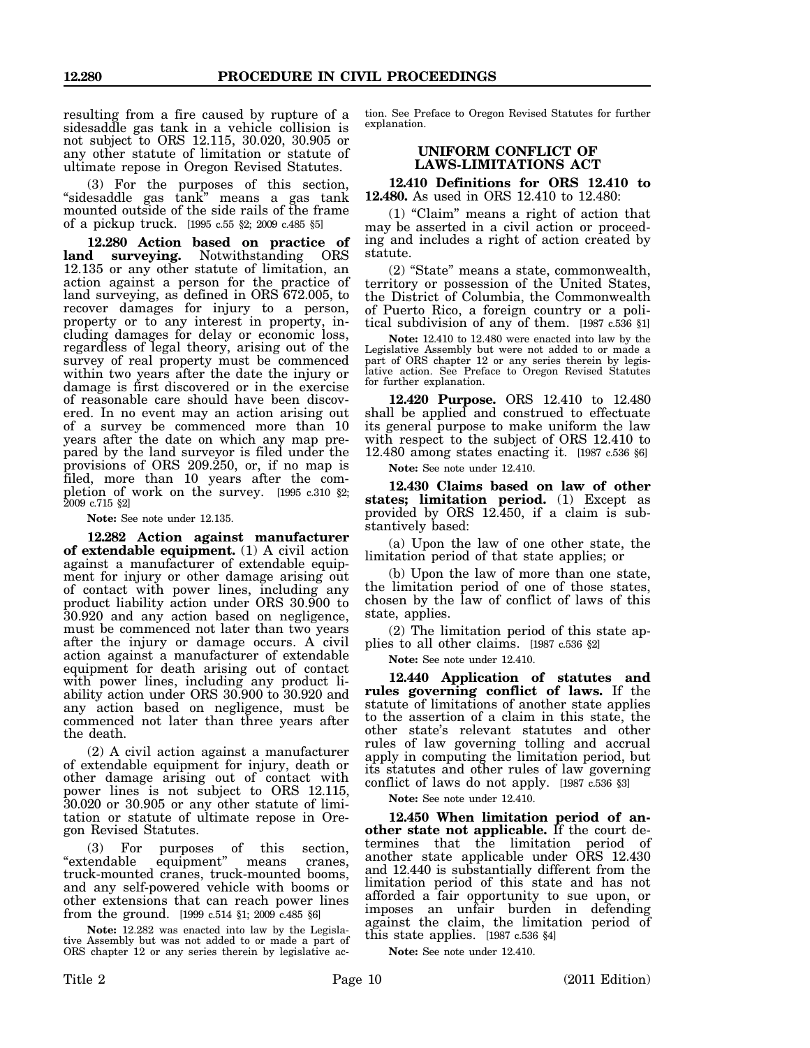resulting from a fire caused by rupture of a sidesaddle gas tank in a vehicle collision is not subject to ORS 12.115, 30.020, 30.905 or any other statute of limitation or statute of ultimate repose in Oregon Revised Statutes.

(3) For the purposes of this section, "sidesaddle gas tank" means a gas tank mounted outside of the side rails of the frame of a pickup truck. [1995 c.55 §2; 2009 c.485 §5]

**12.280 Action based on practice of land surveying.** Notwithstanding ORS 12.135 or any other statute of limitation, an action against a person for the practice of land surveying, as defined in ORS 672.005, to recover damages for injury to a person, property or to any interest in property, including damages for delay or economic loss, regardless of legal theory, arising out of the survey of real property must be commenced within two years after the date the injury or damage is first discovered or in the exercise of reasonable care should have been discovered. In no event may an action arising out of a survey be commenced more than 10 years after the date on which any map prepared by the land surveyor is filed under the provisions of ORS 209.250, or, if no map is filed, more than 10 years after the completion of work on the survey. [1995 c.310 §2; 2009 c.715 §2]

**Note:** See note under 12.135.

**12.282 Action against manufacturer of extendable equipment.** (1) A civil action against a manufacturer of extendable equipment for injury or other damage arising out of contact with power lines, including any product liability action under ORS 30.900 to 30.920 and any action based on negligence, must be commenced not later than two years after the injury or damage occurs. A civil action against a manufacturer of extendable equipment for death arising out of contact with power lines, including any product liability action under ORS 30.900 to 30.920 and any action based on negligence, must be commenced not later than three years after the death.

(2) A civil action against a manufacturer of extendable equipment for injury, death or other damage arising out of contact with power lines is not subject to ORS 12.115, 30.020 or 30.905 or any other statute of limitation or statute of ultimate repose in Oregon Revised Statutes.

(3) For purposes of this section, "extendable equipment" means cranes, truck-mounted cranes, truck-mounted booms, and any self-powered vehicle with booms or other extensions that can reach power lines from the ground. [1999 c.514 §1; 2009 c.485 §6]

**Note:** 12.282 was enacted into law by the Legislative Assembly but was not added to or made a part of ORS chapter 12 or any series therein by legislative action. See Preface to Oregon Revised Statutes for further explanation.

## UNIFORM CONFLICT OF LAWS-LIMITATIONS ACT

**12.410 Definitions for ORS 12.410 to 12.480.** As used in ORS 12.410 to 12.480:

(1) "Claim" means a right of action that may be asserted in a civil action or proceeding and includes a right of action created by statute.

(2) "State" means a state, commonwealth, territory or possession of the United States, the District of Columbia, the Commonwealth of Puerto Rico, a foreign country or a political subdivision of any of them. [1987 c.536 §1]

**Note:** 12.410 to 12.480 were enacted into law by the Legislative Assembly but were not added to or made a part of ORS chapter 12 or any series therein by legislative action. See Preface to Oregon Revised Statutes for further explanation.

**12.420 Purpose.** ORS 12.410 to 12.480 shall be applied and construed to effectuate its general purpose to make uniform the law with respect to the subject of ORS 12.410 to 12.480 among states enacting it. [1987 c.536 §6]

**Note:** See note under 12.410.

**12.430 Claims based on law of other states; limitation period.** (1) Except as provided by ORS 12.450, if a claim is substantively based:

(a) Upon the law of one other state, the limitation period of that state applies; or

(b) Upon the law of more than one state, the limitation period of one of those states, chosen by the law of conflict of laws of this state, applies.

(2) The limitation period of this state applies to all other claims. [1987 c.536 §2]

**Note:** See note under 12.410.

**12.440 Application of statutes and rules governing conflict of laws.** If the statute of limitations of another state applies to the assertion of a claim in this state, the other state's relevant statutes and other rules of law governing tolling and accrual apply in computing the limitation period, but its statutes and other rules of law governing conflict of laws do not apply. [1987 c.536 §3]

**Note:** See note under 12.410.

**12.450 When limitation period of another state not applicable.** If the court determines that the limitation period of another state applicable under ORS 12.430 and 12.440 is substantially different from the limitation period of this state and has not afforded a fair opportunity to sue upon, or imposes an unfair burden in defending against the claim, the limitation period of this state applies. [1987 c.536 §4]

**Note:** See note under 12.410.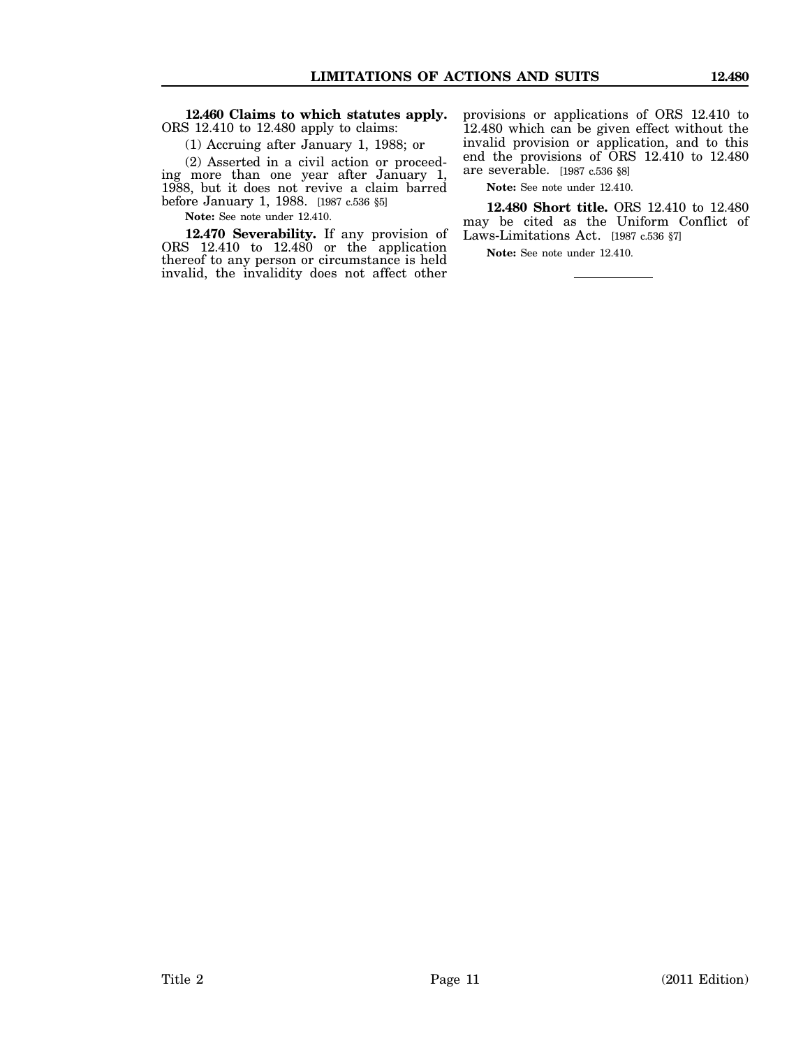**12.460 Claims to which statutes apply.** ORS 12.410 to 12.480 apply to claims:

(1) Accruing after January 1, 1988; or

(2) Asserted in a civil action or proceeding more than one year after January 1, 1988, but it does not revive a claim barred before January 1, 1988. [1987 c.536 §5]

**Note:** See note under 12.410.

**12.470 Severability.** If any provision of ORS 12.410 to 12.480 or the application thereof to any person or circumstance is held invalid, the invalidity does not affect other provisions or applications of ORS 12.410 to 12.480 which can be given effect without the invalid provision or application, and to this end the provisions of ORS 12.410 to 12.480 are severable. [1987 c.536 §8]

**Note:** See note under 12.410.

**12.480 Short title.** ORS 12.410 to 12.480 may be cited as the Uniform Conflict of Laws-Limitations Act. [1987 c.536 §7]

**Note:** See note under 12.410.

---